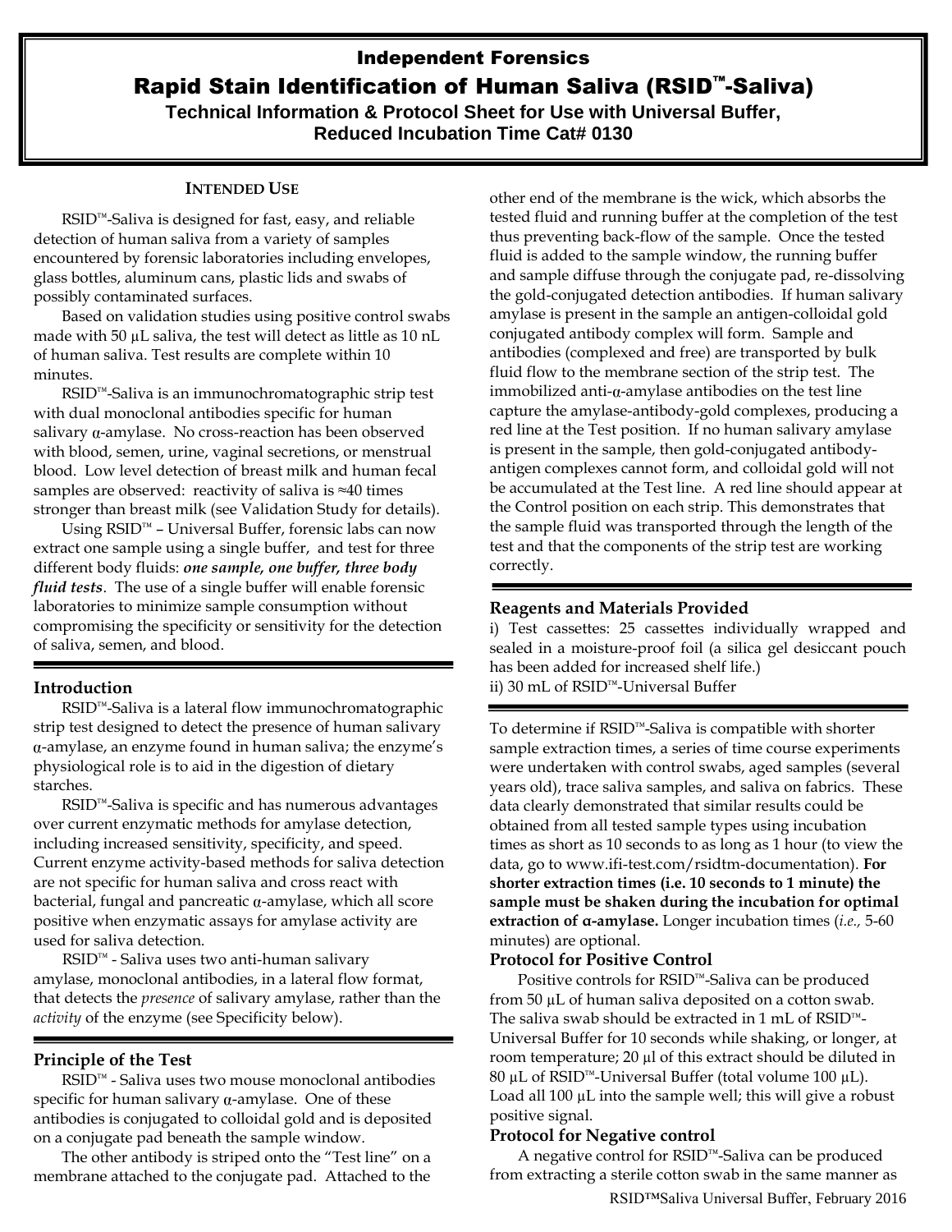# Independent Forensics

## Rapid Stain Identification of Human Saliva (RSID™-Saliva)

**Technical Information & Protocol Sheet for Use with Universal Buffer, Reduced Incubation Time Cat# 0130**

### INTENDED USE

RSID™-Saliva is designed for fast, easy, and reliable detection of human saliva from a variety of samples encountered by forensic laboratories including envelopes, glass bottles, aluminum cans, plastic lids and swabs of possibly contaminated surfaces.

Based on validation studies using positive control swabs made with 50 µL saliva, the test will detect as little as 10 nL of human saliva. Test results are complete within 10 minutes.

RSID™-Saliva is an immunochromatographic strip test with dual monoclonal antibodies specific for human salivary α-amylase. No cross-reaction has been observed with blood, semen, urine, vaginal secretions, or menstrual blood. Low level detection of breast milk and human fecal samples are observed: reactivity of saliva is ≈40 times stronger than breast milk (see Validation Study for details).

Using RSID™ – Universal Buffer, forensic labs can now extract one sample using a single buffer, and test for three different body fluids: ***one sample, one buffer, three body fluid tests***. The use of a single buffer will enable forensic laboratories to minimize sample consumption without compromising the specificity or sensitivity for the detection of saliva, semen, and blood.

### Introduction

RSID™-Saliva is a lateral flow immunochromatographic strip test designed to detect the presence of human salivary α-amylase, an enzyme found in human saliva; the enzyme's physiological role is to aid in the digestion of dietary starches.

RSID™-Saliva is specific and has numerous advantages over current enzymatic methods for amylase detection, including increased sensitivity, specificity, and speed. Current enzyme activity-based methods for saliva detection are not specific for human saliva and cross react with bacterial, fungal and pancreatic α-amylase, which all score positive when enzymatic assays for amylase activity are used for saliva detection.

RSID™ - Saliva uses two anti-human salivary amylase, monoclonal antibodies, in a lateral flow format, that detects the *presence* of salivary amylase, rather than the *activity* of the enzyme (see Specificity below).

### Principle of the Test

RSID™ - Saliva uses two mouse monoclonal antibodies specific for human salivary α-amylase. One of these antibodies is conjugated to colloidal gold and is deposited on a conjugate pad beneath the sample window.

The other antibody is striped onto the "Test line" on a membrane attached to the conjugate pad. Attached to the other end of the membrane is the wick, which absorbs the tested fluid and running buffer at the completion of the test thus preventing back-flow of the sample. Once the tested fluid is added to the sample window, the running buffer and sample diffuse through the conjugate pad, re-dissolving the gold-conjugated detection antibodies. If human salivary amylase is present in the sample an antigen-colloidal gold conjugated antibody complex will form. Sample and antibodies (complexed and free) are transported by bulk fluid flow to the membrane section of the strip test. The immobilized anti-α-amylase antibodies on the test line capture the amylase-antibody-gold complexes, producing a red line at the Test position. If no human salivary amylase is present in the sample, then gold-conjugated antibody-antigen complexes cannot form, and colloidal gold will not be accumulated at the Test line. A red line should appear at the Control position on each strip. This demonstrates that the sample fluid was transported through the length of the test and that the components of the strip test are working correctly.

### Reagents and Materials Provided

i) Test cassettes: 25 cassettes individually wrapped and sealed in a moisture-proof foil (a silica gel desiccant pouch has been added for increased shelf life.)
ii) 30 mL of RSID™-Universal Buffer

To determine if RSID™-Saliva is compatible with shorter sample extraction times, a series of time course experiments were undertaken with control swabs, aged samples (several years old), trace saliva samples, and saliva on fabrics. These data clearly demonstrated that similar results could be obtained from all tested sample types using incubation times as short as 10 seconds to as long as 1 hour (to view the data, go to www.ifi-test.com/rsidtm-documentation). **For shorter extraction times (i.e. 10 seconds to 1 minute) the sample must be shaken during the incubation for optimal extraction of α-amylase.** Longer incubation times (*i.e.,* 5-60 minutes) are optional.

### Protocol for Positive Control

Positive controls for RSID™-Saliva can be produced from 50 µL of human saliva deposited on a cotton swab. The saliva swab should be extracted in 1 mL of RSID™-Universal Buffer for 10 seconds while shaking, or longer, at room temperature; 20 µl of this extract should be diluted in 80 µL of RSID™-Universal Buffer (total volume 100 µL). Load all 100 µL into the sample well; this will give a robust positive signal.

### Protocol for Negative control

A negative control for RSID™-Saliva can be produced from extracting a sterile cotton swab in the same manner as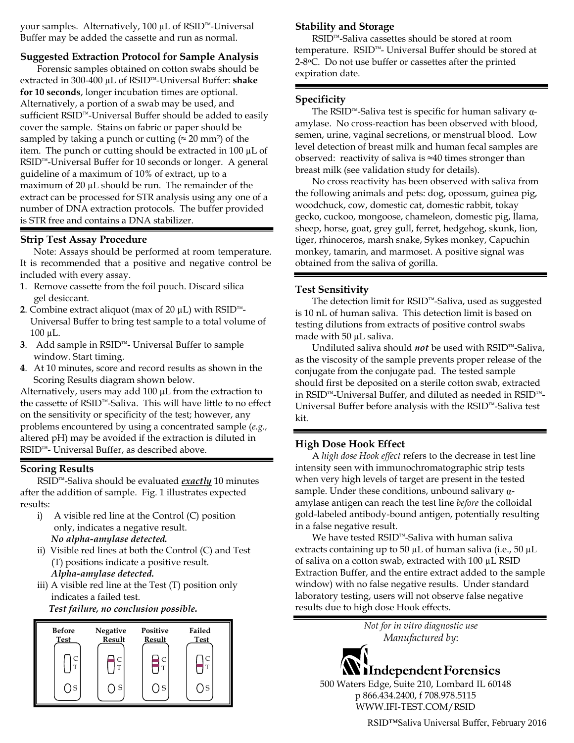your samples. Alternatively, 100 µL of RSID™-Universal Buffer may be added the cassette and run as normal.

### Suggested Extraction Protocol for Sample Analysis

Forensic samples obtained on cotton swabs should be extracted in 300-400 µL of RSID™-Universal Buffer: **shake for 10 seconds**, longer incubation times are optional. Alternatively, a portion of a swab may be used, and sufficient RSID™-Universal Buffer should be added to easily cover the sample. Stains on fabric or paper should be sampled by taking a punch or cutting (≈ 20 mm²) of the item. The punch or cutting should be extracted in 100 µL of RSID™-Universal Buffer for 10 seconds or longer. A general guideline of a maximum of 10% of extract, up to a maximum of 20 µL should be run. The remainder of the extract can be processed for STR analysis using any one of a number of DNA extraction protocols. The buffer provided is STR free and contains a DNA stabilizer.

### Strip Test Assay Procedure

Note: Assays should be performed at room temperature. It is recommended that a positive and negative control be included with every assay.

**1**. Remove cassette from the foil pouch. Discard silica gel desiccant.
**2**. Combine extract aliquot (max of 20 µL) with RSID™-Universal Buffer to bring test sample to a total volume of 100 µL.
**3**. Add sample in RSID™- Universal Buffer to sample window. Start timing.
**4**. At 10 minutes, score and record results as shown in the Scoring Results diagram shown below.

Alternatively, users may add 100 µL from the extraction to the cassette of RSID™-Saliva. This will have little to no effect on the sensitivity or specificity of the test; however, any problems encountered by using a concentrated sample (*e.g.,* altered pH) may be avoided if the extraction is diluted in RSID™- Universal Buffer, as described above.

### Scoring Results

RSID™-Saliva should be evaluated ***exactly*** 10 minutes after the addition of sample. Fig. 1 illustrates expected results:

i) A visible red line at the Control (C) position only, indicates a negative result.
*No alpha-amylase detected.*

ii) Visible red lines at both the Control (C) and Test (T) positions indicate a positive result.
*Alpha-amylase detected.*

iii) A visible red line at the Test (T) position only indicates a failed test.
*Test failure, no conclusion possible.*

Before Test
Negative Result
Positive Result
Failed Test
C
T
S

### Stability and Storage

RSID™-Saliva cassettes should be stored at room temperature. RSID™- Universal Buffer should be stored at 2-8°C. Do not use buffer or cassettes after the printed expiration date.

### Specificity

The RSID™-Saliva test is specific for human salivary α-amylase. No cross-reaction has been observed with blood, semen, urine, vaginal secretions, or menstrual blood. Low level detection of breast milk and human fecal samples are observed: reactivity of saliva is ≈40 times stronger than breast milk (see validation study for details).

No cross reactivity has been observed with saliva from the following animals and pets: dog, opossum, guinea pig, woodchuck, cow, domestic cat, domestic rabbit, tokay gecko, cuckoo, mongoose, chameleon, domestic pig, llama, sheep, horse, goat, grey gull, ferret, hedgehog, skunk, lion, tiger, rhinoceros, marsh snake, Sykes monkey, Capuchin monkey, tamarin, and marmoset. A positive signal was obtained from the saliva of gorilla.

### Test Sensitivity

The detection limit for RSID™-Saliva, used as suggested is 10 nL of human saliva. This detection limit is based on testing dilutions from extracts of positive control swabs made with 50 µL saliva.

Undiluted saliva should ***not*** be used with RSID™-Saliva, as the viscosity of the sample prevents proper release of the conjugate from the conjugate pad. The tested sample should first be deposited on a sterile cotton swab, extracted in RSID™-Universal Buffer, and diluted as needed in RSID™-Universal Buffer before analysis with the RSID™-Saliva test kit.

### High Dose Hook Effect

A *high dose Hook effect* refers to the decrease in test line intensity seen with immunochromatographic strip tests when very high levels of target are present in the tested sample. Under these conditions, unbound salivary α-amylase antigen can reach the test line *before* the colloidal gold-labeled antibody-bound antigen, potentially resulting in a false negative result.

We have tested RSID™-Saliva with human saliva extracts containing up to 50 µL of human saliva (i.e., 50 µL of saliva on a cotton swab, extracted with 100 µL RSID Extraction Buffer, and the entire extract added to the sample window) with no false negative results. Under standard laboratory testing, users will not observe false negative results due to high dose Hook effects.

*Not for in vitro diagnostic use*
*Manufactured by*:

**Independent Forensics**
500 Waters Edge, Suite 210, Lombard IL 60148
p 866.434.2400, f 708.978.5115
WWW.IFI-TEST.COM/RSID

RSID™Saliva Universal Buffer, February 2016